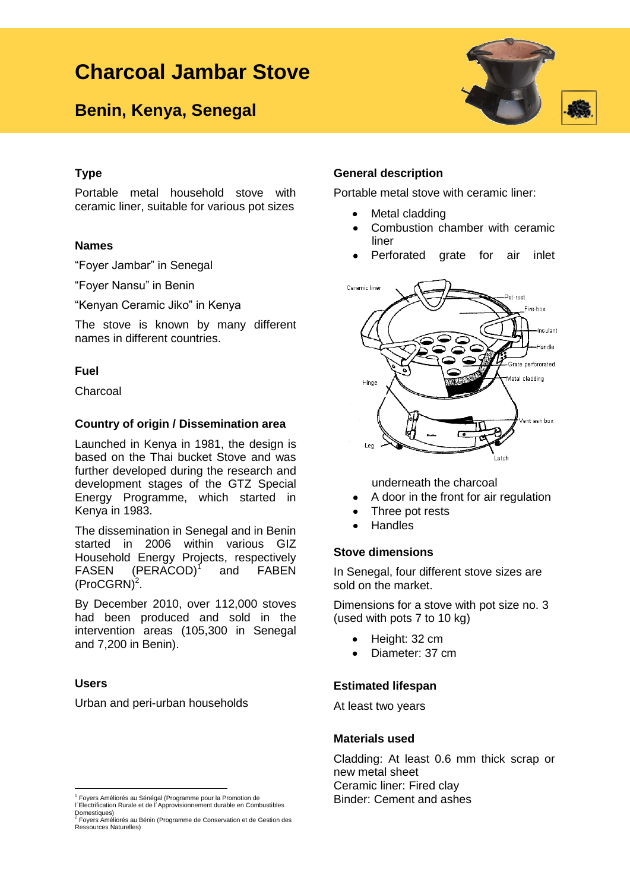# Charcoal Jambar Stove

## Benin, Kenya, Senegal

### Type

Portable metal household stove with ceramic liner, suitable for various pot sizes

### Names

"Foyer Jambar" in Senegal

"Foyer Nansu" in Benin

"Kenyan Ceramic Jiko" in Kenya

The stove is known by many different names in different countries.

### Fuel

Charcoal

### Country of origin / Dissemination area

Launched in Kenya in 1981, the design is based on the Thai bucket Stove and was further developed during the research and development stages of the GTZ Special Energy Programme, which started in Kenya in 1983.

The dissemination in Senegal and in Benin started in 2006 within various GIZ Household Energy Projects, respectively FASEN (PERACOD)[1] and FABEN (ProCGRN)[2].

By December 2010, over 112,000 stoves had been produced and sold in the intervention areas (105,300 in Senegal and 7,200 in Benin).

### Users

Urban and peri-urban households

### General description

Portable metal stove with ceramic liner:

- Metal cladding
- Combustion chamber with ceramic liner
- Perforated grate for air inlet underneath the charcoal
- A door in the front for air regulation
- Three pot rests
- Handles

### Stove dimensions

In Senegal, four different stove sizes are sold on the market.

Dimensions for a stove with pot size no. 3 (used with pots 7 to 10 kg)

- Height: 32 cm
- Diameter: 37 cm

### Estimated lifespan

At least two years

### Materials used

Cladding: At least 0.6 mm thick scrap or new metal sheet
Ceramic liner: Fired clay
Binder: Cement and ashes

---

[1] Foyers Améliorés au Sénégal (Programme pour la Promotion de l´Electrification Rurale et de l´Approvisionnement durable en Combustibles Domestiques)
[2] Foyers Améliorés au Bénin (Programme de Conservation et de Gestion des Ressources Naturelles)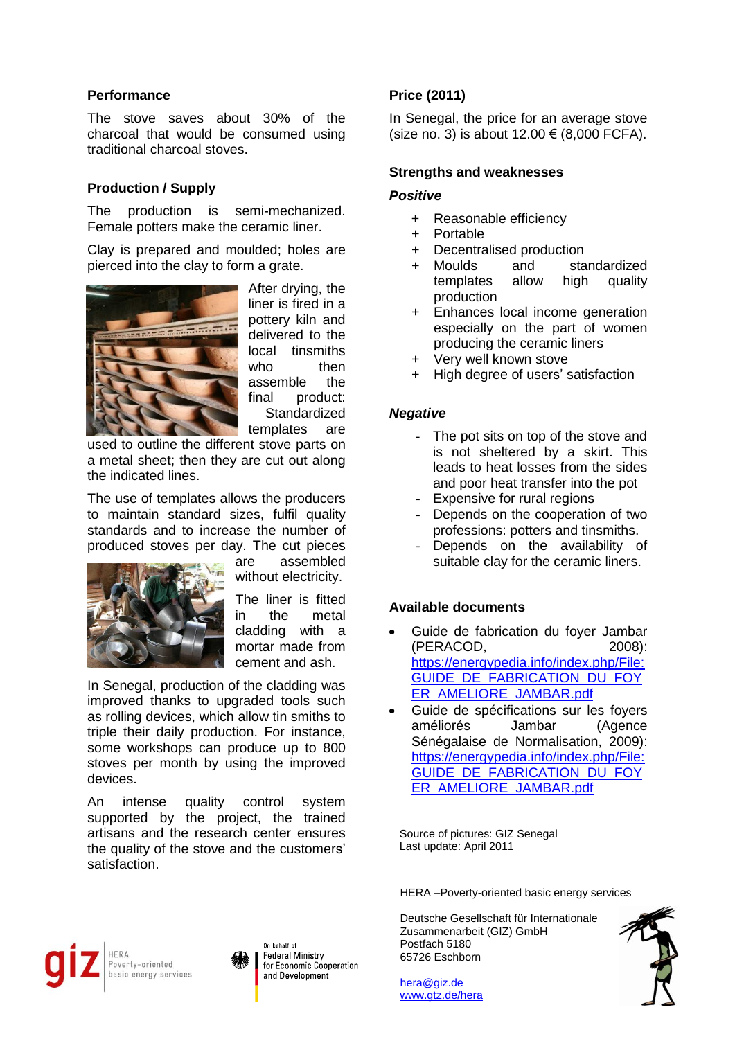## Performance

The stove saves about 30% of the charcoal that would be consumed using traditional charcoal stoves.

## Production / Supply

The production is semi-mechanized. Female potters make the ceramic liner.

Clay is prepared and moulded; holes are pierced into the clay to form a grate.

After drying, the liner is fired in a pottery kiln and delivered to the local tinsmiths who then assemble the final product: Standardized templates are used to outline the different stove parts on a metal sheet; then they are cut out along the indicated lines.

The use of templates allows the producers to maintain standard sizes, fulfil quality standards and to increase the number of produced stoves per day. The cut pieces are assembled without electricity.

The liner is fitted in the metal cladding with a mortar made from cement and ash.

In Senegal, production of the cladding was improved thanks to upgraded tools such as rolling devices, which allow tin smiths to triple their daily production. For instance, some workshops can produce up to 800 stoves per month by using the improved devices.

An intense quality control system supported by the project, the trained artisans and the research center ensures the quality of the stove and the customers' satisfaction.

## Price (2011)

In Senegal, the price for an average stove (size no. 3) is about 12.00 € (8,000 FCFA).

## Strengths and weaknesses

### *Positive*

- + Reasonable efficiency
- + Portable
- + Decentralised production
- + Moulds and standardized templates allow high quality production
- + Enhances local income generation especially on the part of women producing the ceramic liners
- + Very well known stove
- + High degree of users' satisfaction

### *Negative*

- The pot sits on top of the stove and is not sheltered by a skirt. This leads to heat losses from the sides and poor heat transfer into the pot
- Expensive for rural regions
- Depends on the cooperation of two professions: potters and tinsmiths.
- Depends on the availability of suitable clay for the ceramic liners.

## Available documents

- Guide de fabrication du foyer Jambar (PERACOD, 2008): https://energypedia.info/index.php/File:GUIDE_DE_FABRICATION_DU_FOYER_AMELIORE_JAMBAR.pdf
- Guide de spécifications sur les foyers améliorés Jambar (Agence Sénégalaise de Normalisation, 2009): https://energypedia.info/index.php/File:GUIDE_DE_FABRICATION_DU_FOYER_AMELIORE_JAMBAR.pdf

Source of pictures: GIZ Senegal
Last update: April 2011

HERA –Poverty-oriented basic energy services

Deutsche Gesellschaft für Internationale Zusammenarbeit (GIZ) GmbH
Postfach 5180
65726 Eschborn

hera@giz.de
www.gtz.de/hera

giz HERA Poverty-oriented basic energy services

On behalf of Federal Ministry for Economic Cooperation and Development